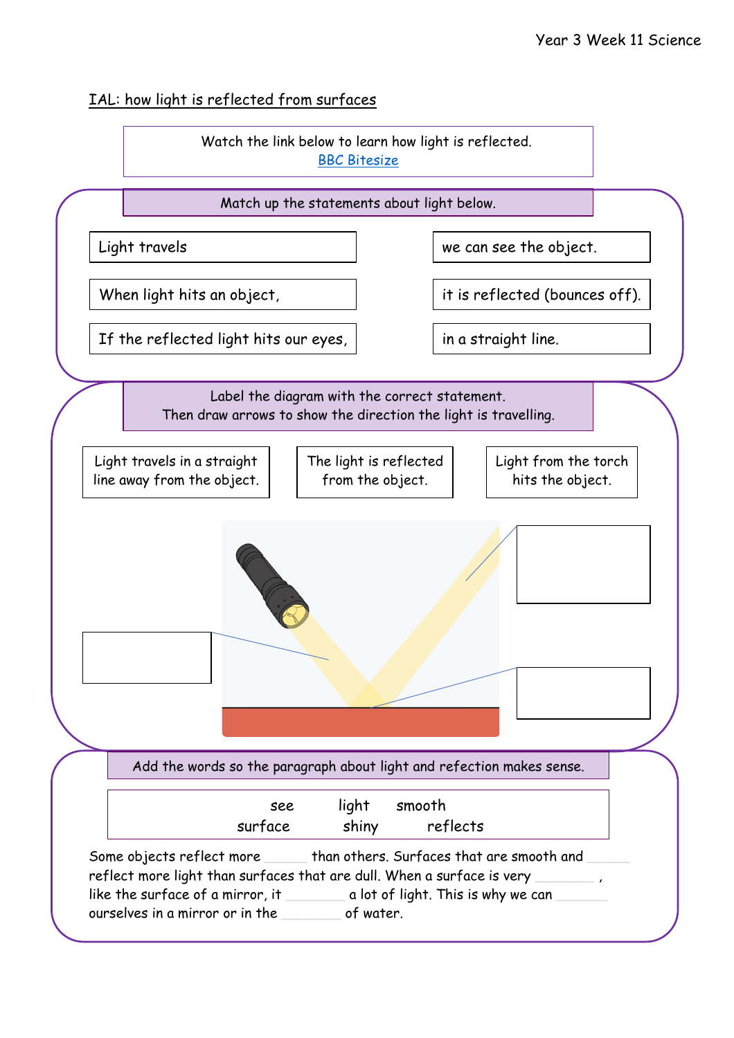IAL: how light is reflected from surfaces

Watch the link below to learn how light is reflected.
[BBC Bitesize]()

## Match up the statements about light below.

| | |
|---|---|
| Light travels | we can see the object. |
| When light hits an object, | it is reflected (bounces off). |
| If the reflected light hits our eyes, | in a straight line. |

## Label the diagram with the correct statement. Then draw arrows to show the direction the light is travelling.

| Light travels in a straight line away from the object. | The light is reflected from the object. | Light from the torch hits the object. |
|---|---|---|

## Add the words so the paragraph about light and refection makes sense.

see   light   smooth
surface   shiny   reflects

Some objects reflect more ______ than others. Surfaces that are smooth and ______ reflect more light than surfaces that are dull. When a surface is very ________ , like the surface of a mirror, it ________ a lot of light. This is why we can _______ ourselves in a mirror or in the ________ of water.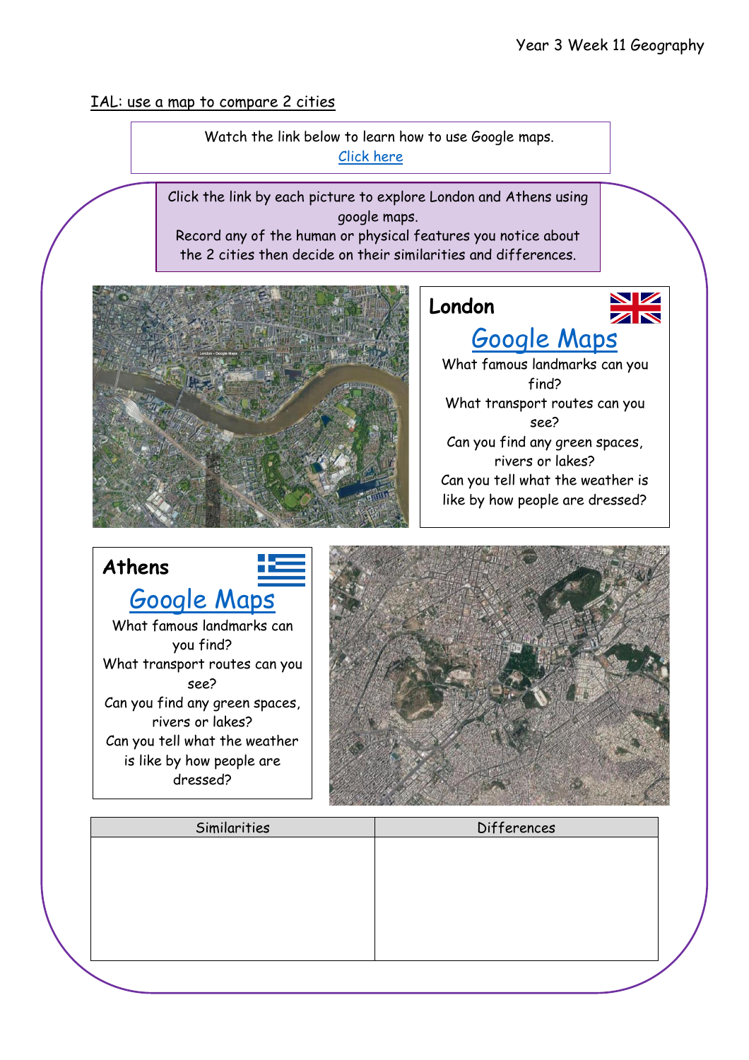Year 3 Week 11 Geography

IAL: use a map to compare 2 cities

Watch the link below to learn how to use Google maps.
Click here

Click the link by each picture to explore London and Athens using google maps.
Record any of the human or physical features you notice about the 2 cities then decide on their similarities and differences.

## London

Google Maps

What famous landmarks can you find?
What transport routes can you see?
Can you find any green spaces, rivers or lakes?
Can you tell what the weather is like by how people are dressed?

## Athens

Google Maps

What famous landmarks can you find?
What transport routes can you see?
Can you find any green spaces, rivers or lakes?
Can you tell what the weather is like by how people are dressed?

| Similarities | Differences |
| --- | --- |
| | |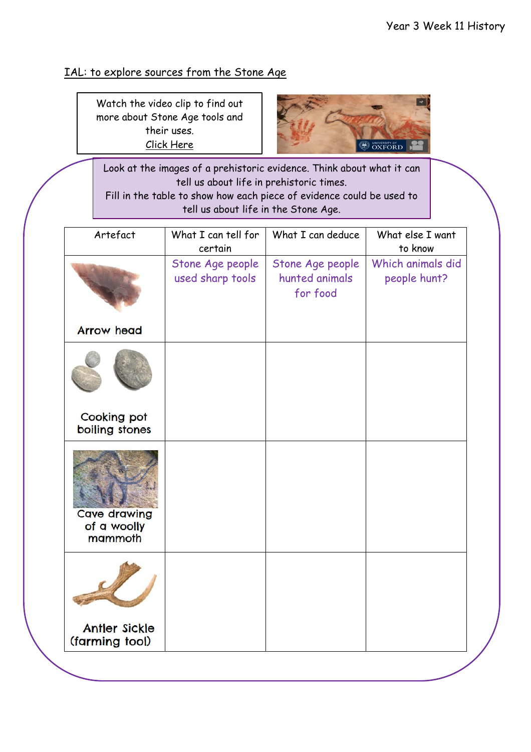IAL: to explore sources from the Stone Age

Watch the video clip to find out more about Stone Age tools and their uses.
Click Here

Look at the images of a prehistoric evidence. Think about what it can tell us about life in prehistoric times.
Fill in the table to show how each piece of evidence could be used to tell us about life in the Stone Age.

| Artefact | What I can tell for certain | What I can deduce | What else I want to know |
|---|---|---|---|
| Arrow head | Stone Age people used sharp tools | Stone Age people hunted animals for food | Which animals did people hunt? |
| Cooking pot boiling stones | | | |
| Cave drawing of a woolly mammoth | | | |
| Antler Sickle (farming tool) | | | |